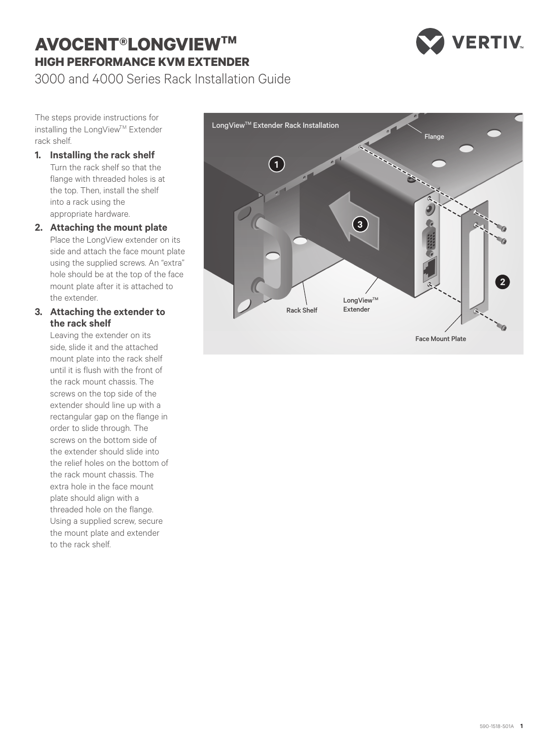# AVOCENT® LONGVIEW™

## HIGH PERFORMANCE KVM EXTENDER

3000 and 4000 Series Rack Installation Guide

The steps provide instructions for installing the LongView™ Extender rack shelf.

1. **Installing the rack shelf**
   Turn the rack shelf so that the flange with threaded holes is at the top. Then, install the shelf into a rack using the appropriate hardware.
2. **Attaching the mount plate**
   Place the LongView extender on its side and attach the face mount plate using the supplied screws. An "extra" hole should be at the top of the face mount plate after it is attached to the extender.
3. **Attaching the extender to the rack shelf**
   Leaving the extender on its side, slide it and the attached mount plate into the rack shelf until it is flush with the front of the rack mount chassis. The screws on the top side of the extender should line up with a rectangular gap on the flange in order to slide through. The screws on the bottom side of the extender should slide into the relief holes on the bottom of the rack mount chassis. The extra hole in the face mount plate should align with a threaded hole on the flange. Using a supplied screw, secure the mount plate and extender to the rack shelf.

LongView™ Extender Rack Installation

Flange

Rack Shelf

LongView™ Extender

Face Mount Plate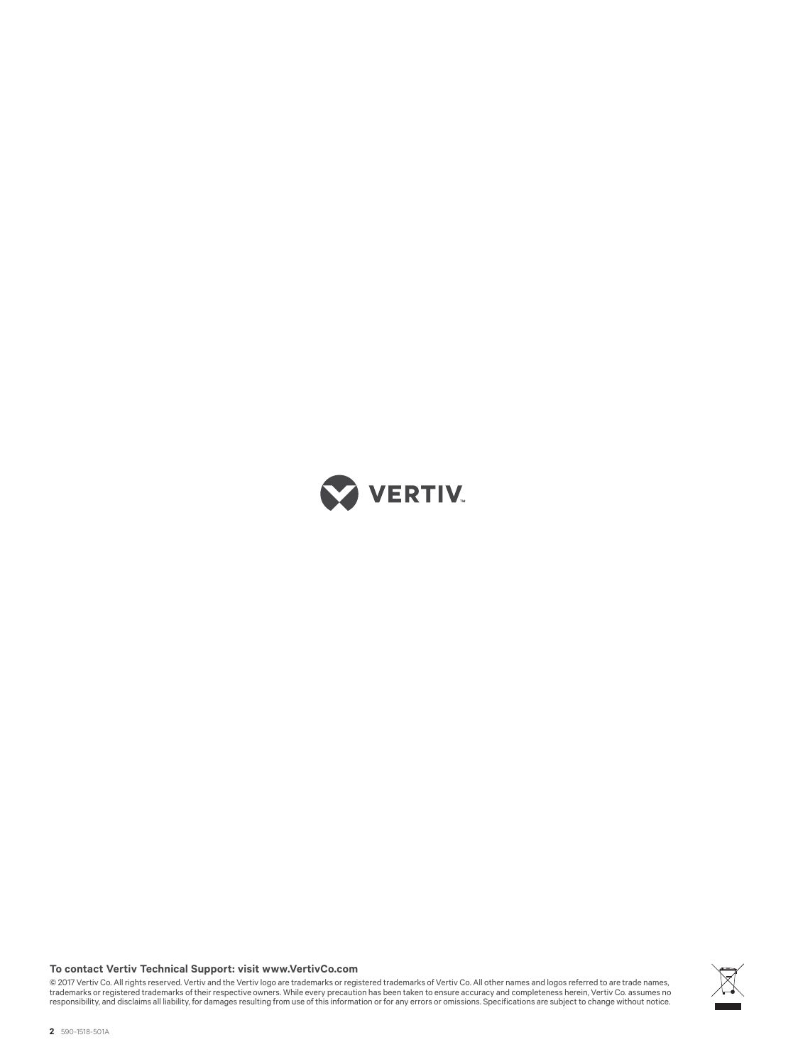**To contact Vertiv Technical Support: visit www.VertivCo.com**

© 2017 Vertiv Co. All rights reserved. Vertiv and the Vertiv logo are trademarks or registered trademarks of Vertiv Co. All other names and logos referred to are trade names, trademarks or registered trademarks of their respective owners. While every precaution has been taken to ensure accuracy and completeness herein, Vertiv Co. assumes no responsibility, and disclaims all liability, for damages resulting from use of this information or for any errors or omissions. Specifications are subject to change without notice.

590-1518-501A